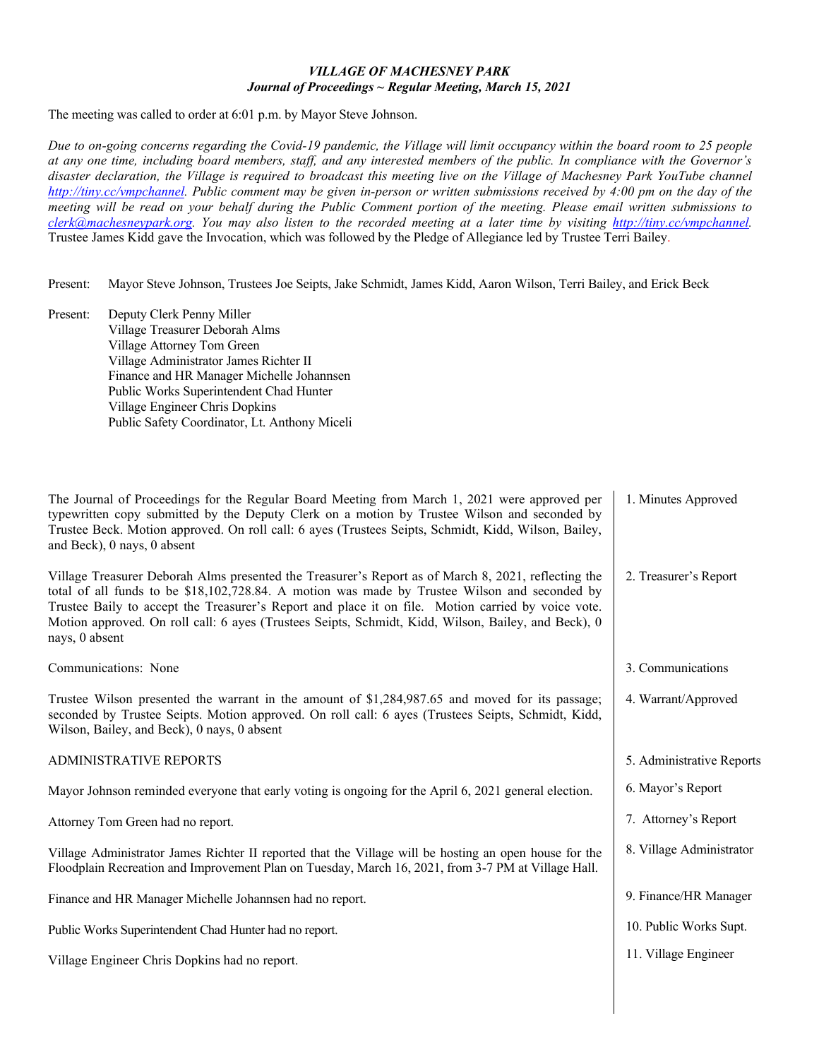***VILLAGE OF MACHESNEY PARK***
***Journal of Proceedings ~ Regular Meeting, March 15, 2021***

The meeting was called to order at 6:01 p.m. by Mayor Steve Johnson.

*Due to on-going concerns regarding the Covid-19 pandemic, the Village will limit occupancy within the board room to 25 people at any one time, including board members, staff, and any interested members of the public. In compliance with the Governor's disaster declaration, the Village is required to broadcast this meeting live on the Village of Machesney Park YouTube channel http://tiny.cc/vmpchannel. Public comment may be given in-person or written submissions received by 4:00 pm on the day of the meeting will be read on your behalf during the Public Comment portion of the meeting. Please email written submissions to clerk@machesneypark.org. You may also listen to the recorded meeting at a later time by visiting http://tiny.cc/vmpchannel.*
Trustee James Kidd gave the Invocation, which was followed by the Pledge of Allegiance led by Trustee Terri Bailey.

Present: Mayor Steve Johnson, Trustees Joe Seipts, Jake Schmidt, James Kidd, Aaron Wilson, Terri Bailey, and Erick Beck

Present: Deputy Clerk Penny Miller
Village Treasurer Deborah Alms
Village Attorney Tom Green
Village Administrator James Richter II
Finance and HR Manager Michelle Johannsen
Public Works Superintendent Chad Hunter
Village Engineer Chris Dopkins
Public Safety Coordinator, Lt. Anthony Miceli

1. Minutes Approved

The Journal of Proceedings for the Regular Board Meeting from March 1, 2021 were approved per typewritten copy submitted by the Deputy Clerk on a motion by Trustee Wilson and seconded by Trustee Beck. Motion approved. On roll call: 6 ayes (Trustees Seipts, Schmidt, Kidd, Wilson, Bailey, and Beck), 0 nays, 0 absent

2. Treasurer's Report

Village Treasurer Deborah Alms presented the Treasurer's Report as of March 8, 2021, reflecting the total of all funds to be $18,102,728.84. A motion was made by Trustee Wilson and seconded by Trustee Baily to accept the Treasurer's Report and place it on file. Motion carried by voice vote. Motion approved. On roll call: 6 ayes (Trustees Seipts, Schmidt, Kidd, Wilson, Bailey, and Beck), 0 nays, 0 absent

3. Communications

Communications: None

4. Warrant/Approved

Trustee Wilson presented the warrant in the amount of $1,284,987.65 and moved for its passage; seconded by Trustee Seipts. Motion approved. On roll call: 6 ayes (Trustees Seipts, Schmidt, Kidd, Wilson, Bailey, and Beck), 0 nays, 0 absent

5. Administrative Reports

ADMINISTRATIVE REPORTS

6. Mayor's Report

Mayor Johnson reminded everyone that early voting is ongoing for the April 6, 2021 general election.

7. Attorney's Report

Attorney Tom Green had no report.

8. Village Administrator

Village Administrator James Richter II reported that the Village will be hosting an open house for the Floodplain Recreation and Improvement Plan on Tuesday, March 16, 2021, from 3-7 PM at Village Hall.

9. Finance/HR Manager

Finance and HR Manager Michelle Johannsen had no report.

10. Public Works Supt.

Public Works Superintendent Chad Hunter had no report.

11. Village Engineer

Village Engineer Chris Dopkins had no report.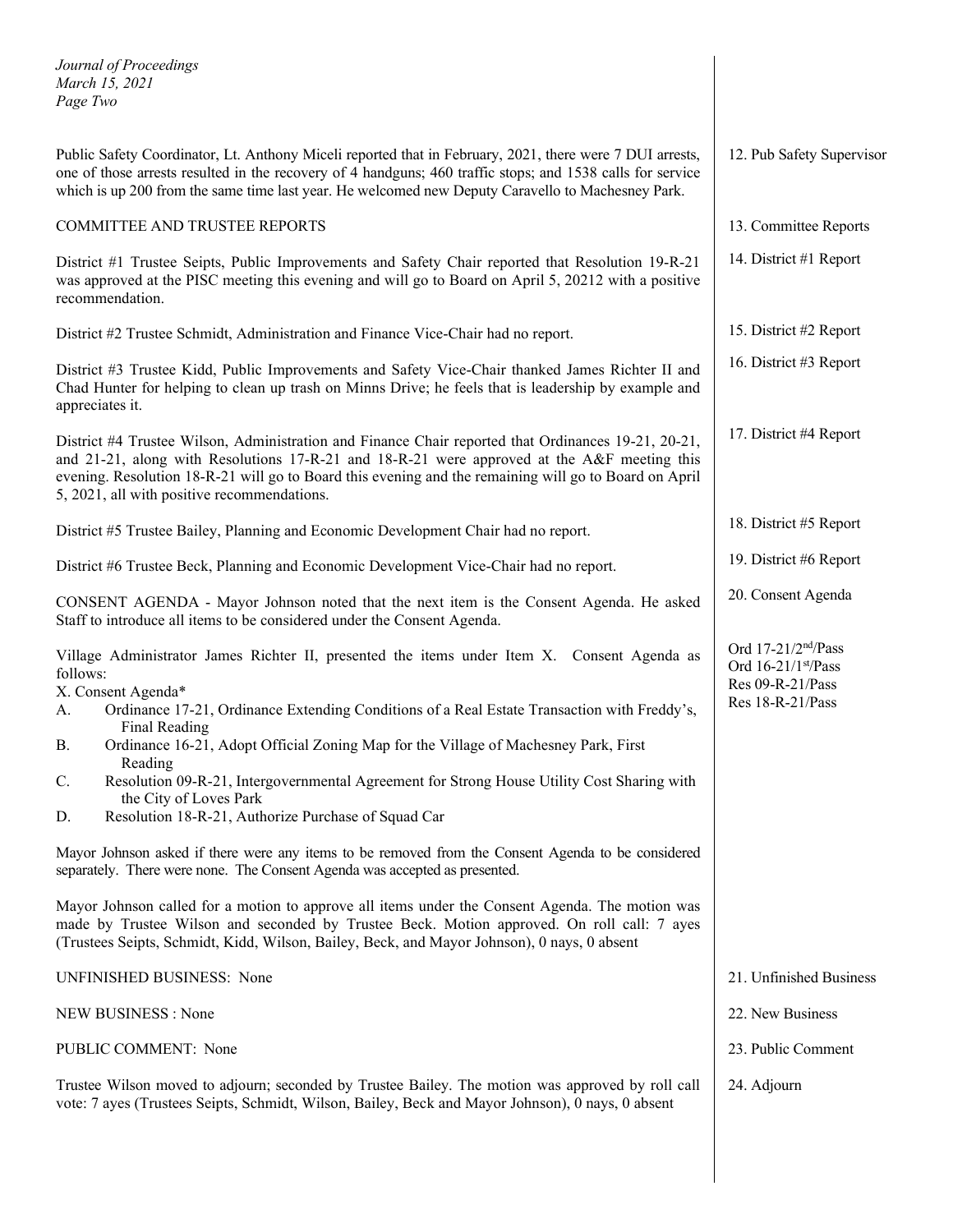Public Safety Coordinator, Lt. Anthony Miceli reported that in February, 2021, there were 7 DUI arrests, one of those arrests resulted in the recovery of 4 handguns; 460 traffic stops; and 1538 calls for service which is up 200 from the same time last year. He welcomed new Deputy Caravello to Machesney Park.

12. Pub Safety Supervisor

COMMITTEE AND TRUSTEE REPORTS

13. Committee Reports

District #1 Trustee Seipts, Public Improvements and Safety Chair reported that Resolution 19-R-21 was approved at the PISC meeting this evening and will go to Board on April 5, 20212 with a positive recommendation.

14. District #1 Report

District #2 Trustee Schmidt, Administration and Finance Vice-Chair had no report.

15. District #2 Report

District #3 Trustee Kidd, Public Improvements and Safety Vice-Chair thanked James Richter II and Chad Hunter for helping to clean up trash on Minns Drive; he feels that is leadership by example and appreciates it.

16. District #3 Report

District #4 Trustee Wilson, Administration and Finance Chair reported that Ordinances 19-21, 20-21, and 21-21, along with Resolutions 17-R-21 and 18-R-21 were approved at the A&F meeting this evening. Resolution 18-R-21 will go to Board this evening and the remaining will go to Board on April 5, 2021, all with positive recommendations.

17. District #4 Report

District #5 Trustee Bailey, Planning and Economic Development Chair had no report.

18. District #5 Report

District #6 Trustee Beck, Planning and Economic Development Vice-Chair had no report.

19. District #6 Report

CONSENT AGENDA - Mayor Johnson noted that the next item is the Consent Agenda. He asked Staff to introduce all items to be considered under the Consent Agenda.

20. Consent Agenda

Village Administrator James Richter II, presented the items under Item X. Consent Agenda as follows:

X. Consent Agenda*

A. Ordinance 17-21, Ordinance Extending Conditions of a Real Estate Transaction with Freddy's, Final Reading
B. Ordinance 16-21, Adopt Official Zoning Map for the Village of Machesney Park, First Reading
C. Resolution 09-R-21, Intergovernmental Agreement for Strong House Utility Cost Sharing with the City of Loves Park
D. Resolution 18-R-21, Authorize Purchase of Squad Car

Ord 17-21/2nd/Pass
Ord 16-21/1st/Pass
Res 09-R-21/Pass
Res 18-R-21/Pass

Mayor Johnson asked if there were any items to be removed from the Consent Agenda to be considered separately. There were none. The Consent Agenda was accepted as presented.

Mayor Johnson called for a motion to approve all items under the Consent Agenda. The motion was made by Trustee Wilson and seconded by Trustee Beck. Motion approved. On roll call: 7 ayes (Trustees Seipts, Schmidt, Kidd, Wilson, Bailey, Beck, and Mayor Johnson), 0 nays, 0 absent

UNFINISHED BUSINESS: None

21. Unfinished Business

NEW BUSINESS : None

22. New Business

PUBLIC COMMENT: None

23. Public Comment

Trustee Wilson moved to adjourn; seconded by Trustee Bailey. The motion was approved by roll call vote: 7 ayes (Trustees Seipts, Schmidt, Wilson, Bailey, Beck and Mayor Johnson), 0 nays, 0 absent

24. Adjourn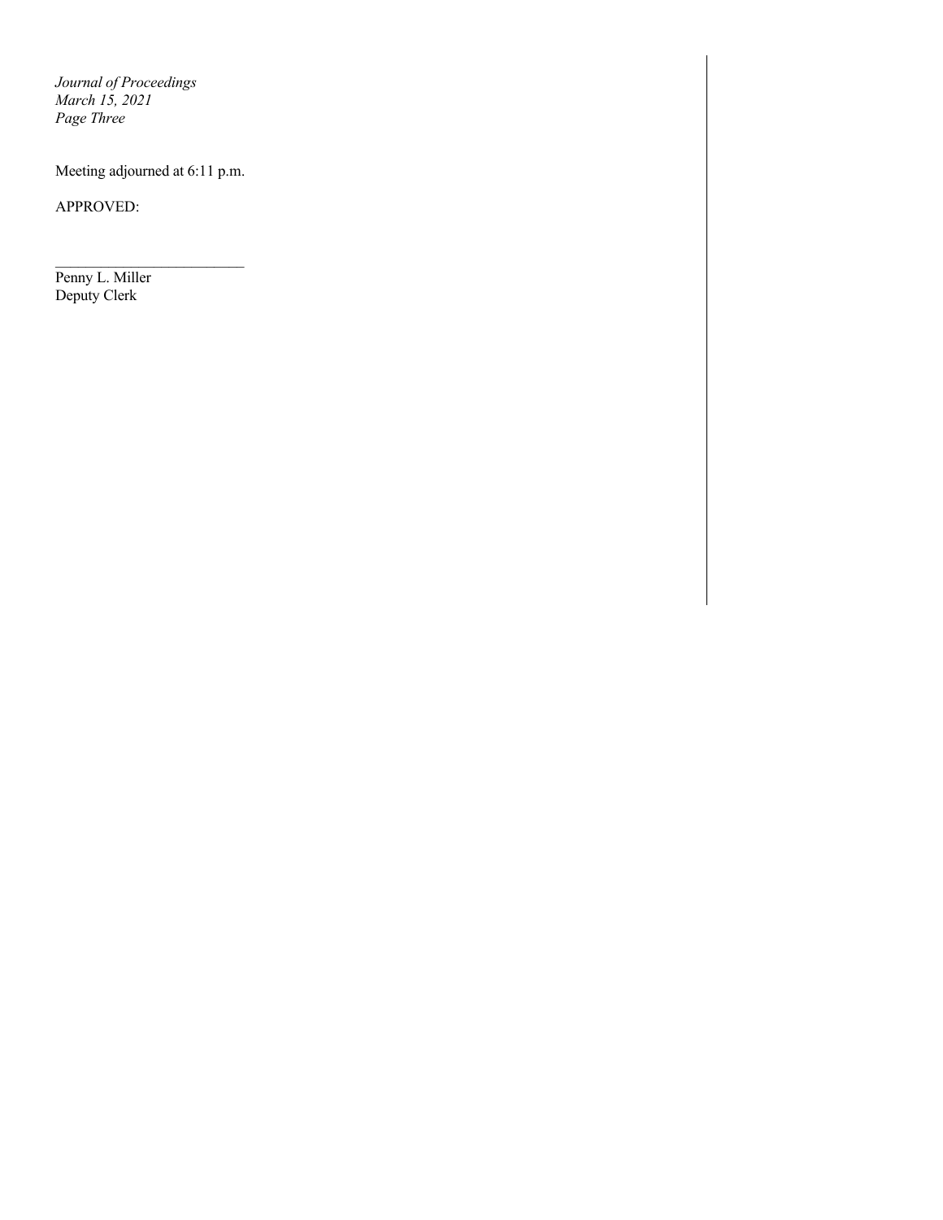Meeting adjourned at 6:11 p.m.

APPROVED:

\_\_\_\_\_\_\_\_\_\_\_\_\_\_\_\_\_\_\_\_\_\_\_\_\_\_

Penny L. Miller
Deputy Clerk